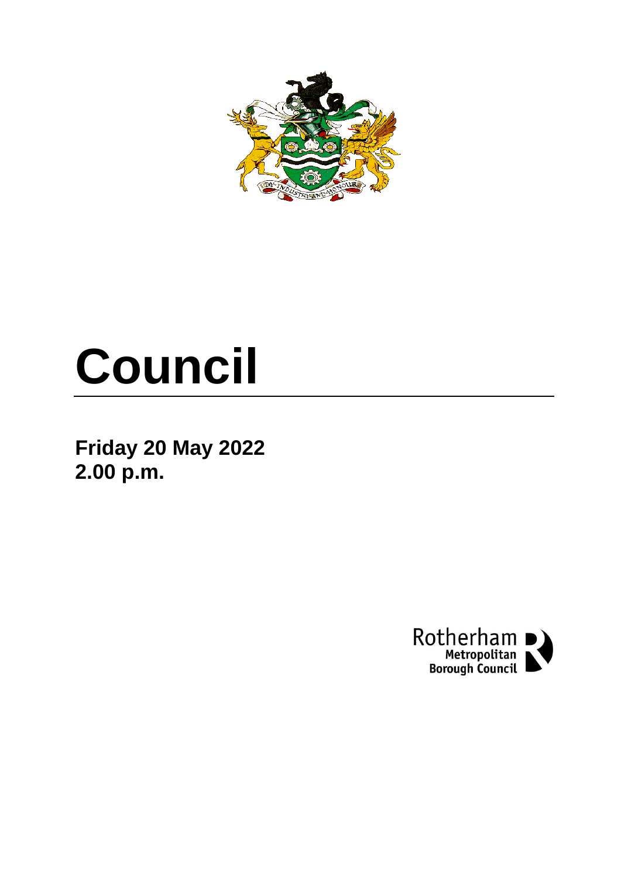# Council

**Friday 20 May 2022**
**2.00 p.m.**

Rotherham Metropolitan Borough Council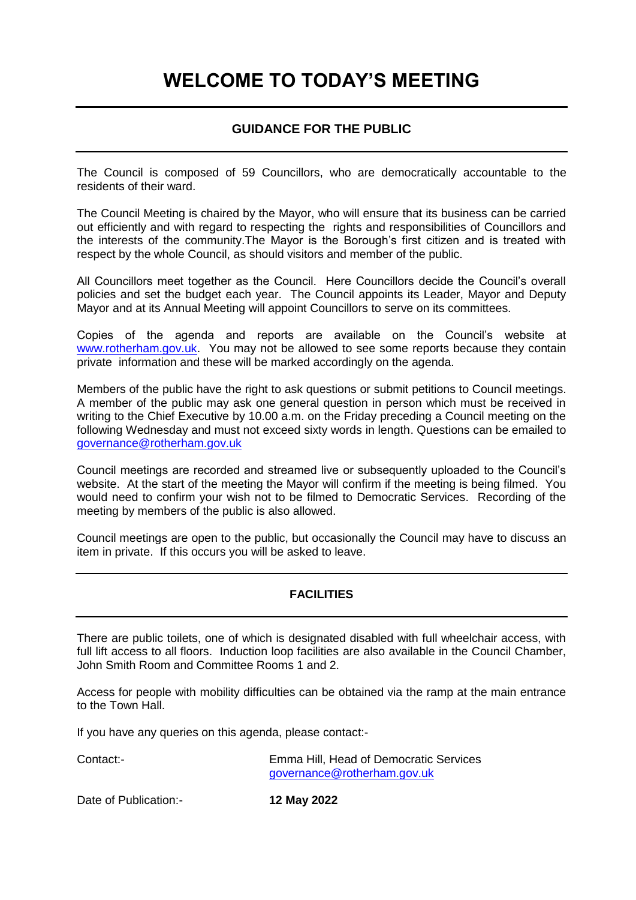# WELCOME TO TODAY'S MEETING

## GUIDANCE FOR THE PUBLIC

The Council is composed of 59 Councillors, who are democratically accountable to the residents of their ward.

The Council Meeting is chaired by the Mayor, who will ensure that its business can be carried out efficiently and with regard to respecting the rights and responsibilities of Councillors and the interests of the community.The Mayor is the Borough's first citizen and is treated with respect by the whole Council, as should visitors and member of the public.

All Councillors meet together as the Council. Here Councillors decide the Council's overall policies and set the budget each year. The Council appoints its Leader, Mayor and Deputy Mayor and at its Annual Meeting will appoint Councillors to serve on its committees.

Copies of the agenda and reports are available on the Council's website at www.rotherham.gov.uk. You may not be allowed to see some reports because they contain private information and these will be marked accordingly on the agenda.

Members of the public have the right to ask questions or submit petitions to Council meetings. A member of the public may ask one general question in person which must be received in writing to the Chief Executive by 10.00 a.m. on the Friday preceding a Council meeting on the following Wednesday and must not exceed sixty words in length. Questions can be emailed to governance@rotherham.gov.uk

Council meetings are recorded and streamed live or subsequently uploaded to the Council's website. At the start of the meeting the Mayor will confirm if the meeting is being filmed. You would need to confirm your wish not to be filmed to Democratic Services. Recording of the meeting by members of the public is also allowed.

Council meetings are open to the public, but occasionally the Council may have to discuss an item in private. If this occurs you will be asked to leave.

## FACILITIES

There are public toilets, one of which is designated disabled with full wheelchair access, with full lift access to all floors. Induction loop facilities are also available in the Council Chamber, John Smith Room and Committee Rooms 1 and 2.

Access for people with mobility difficulties can be obtained via the ramp at the main entrance to the Town Hall.

If you have any queries on this agenda, please contact:-

Contact:- Emma Hill, Head of Democratic Services
governance@rotherham.gov.uk

Date of Publication:- **12 May 2022**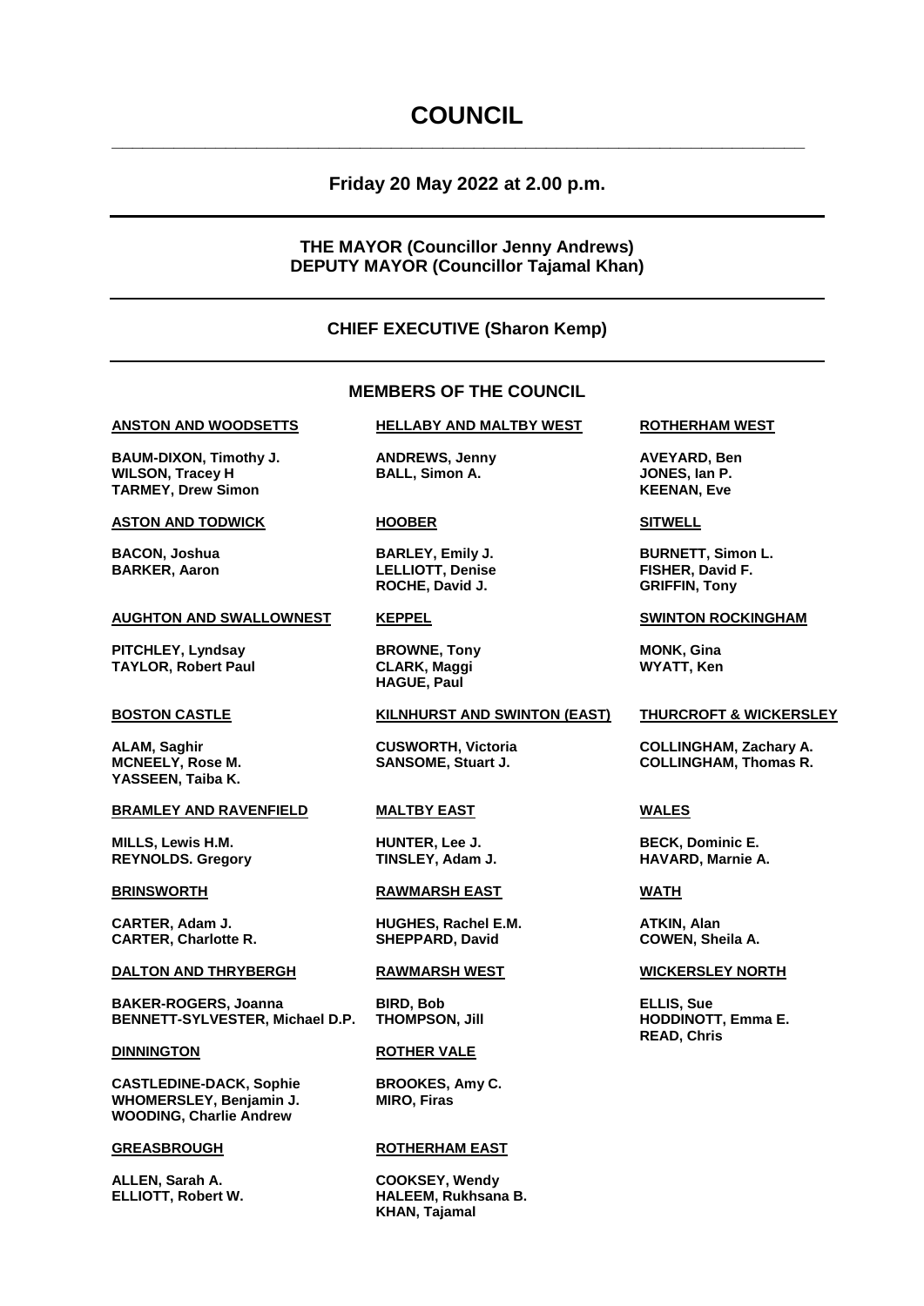# COUNCIL

**Friday 20 May 2022 at 2.00 p.m.**

**THE MAYOR (Councillor Jenny Andrews)**
**DEPUTY MAYOR (Councillor Tajamal Khan)**

**CHIEF EXECUTIVE (Sharon Kemp)**

## MEMBERS OF THE COUNCIL

**ANSTON AND WOODSETTS**

**BAUM-DIXON, Timothy J.**
**WILSON, Tracey H**
**TARMEY, Drew Simon**

**ASTON AND TODWICK**

**BACON, Joshua**
**BARKER, Aaron**

**AUGHTON AND SWALLOWNEST**

**PITCHLEY, Lyndsay**
**TAYLOR, Robert Paul**

**BOSTON CASTLE**

**ALAM, Saghir**
**MCNEELY, Rose M.**
**YASSEEN, Taiba K.**

**BRAMLEY AND RAVENFIELD**

**MILLS, Lewis H.M.**
**REYNOLDS. Gregory**

**BRINSWORTH**

**CARTER, Adam J.**
**CARTER, Charlotte R.**

**DALTON AND THRYBERGH**

**BAKER-ROGERS, Joanna**
**BENNETT-SYLVESTER, Michael D.P.**

**DINNINGTON**

**CASTLEDINE-DACK, Sophie**
**WHOMERSLEY, Benjamin J.**
**WOODING, Charlie Andrew**

**GREASBROUGH**

**ALLEN, Sarah A.**
**ELLIOTT, Robert W.**

**HELLABY AND MALTBY WEST**

**ANDREWS, Jenny**
**BALL, Simon A.**

**HOOBER**

**BARLEY, Emily J.**
**LELLIOTT, Denise**
**ROCHE, David J.**

**KEPPEL**

**BROWNE, Tony**
**CLARK, Maggi**
**HAGUE, Paul**

**KILNHURST AND SWINTON (EAST)**

**CUSWORTH, Victoria**
**SANSOME, Stuart J.**

**MALTBY EAST**

**HUNTER, Lee J.**
**TINSLEY, Adam J.**

**RAWMARSH EAST**

**HUGHES, Rachel E.M.**
**SHEPPARD, David**

**RAWMARSH WEST**

**BIRD, Bob**
**THOMPSON, Jill**

**ROTHER VALE**

**BROOKES, Amy C.**
**MIRO, Firas**

**ROTHERHAM EAST**

**COOKSEY, Wendy**
**HALEEM, Rukhsana B.**
**KHAN, Tajamal**

**ROTHERHAM WEST**

**AVEYARD, Ben**
**JONES, Ian P.**
**KEENAN, Eve**

**SITWELL**

**BURNETT, Simon L.**
**FISHER, David F.**
**GRIFFIN, Tony**

**SWINTON ROCKINGHAM**

**MONK, Gina**
**WYATT, Ken**

**THURCROFT & WICKERSLEY**

**COLLINGHAM, Zachary A.**
**COLLINGHAM, Thomas R.**

**WALES**

**BECK, Dominic E.**
**HAVARD, Marnie A.**

**WATH**

**ATKIN, Alan**
**COWEN, Sheila A.**

**WICKERSLEY NORTH**

**ELLIS, Sue**
**HODDINOTT, Emma E.**
**READ, Chris**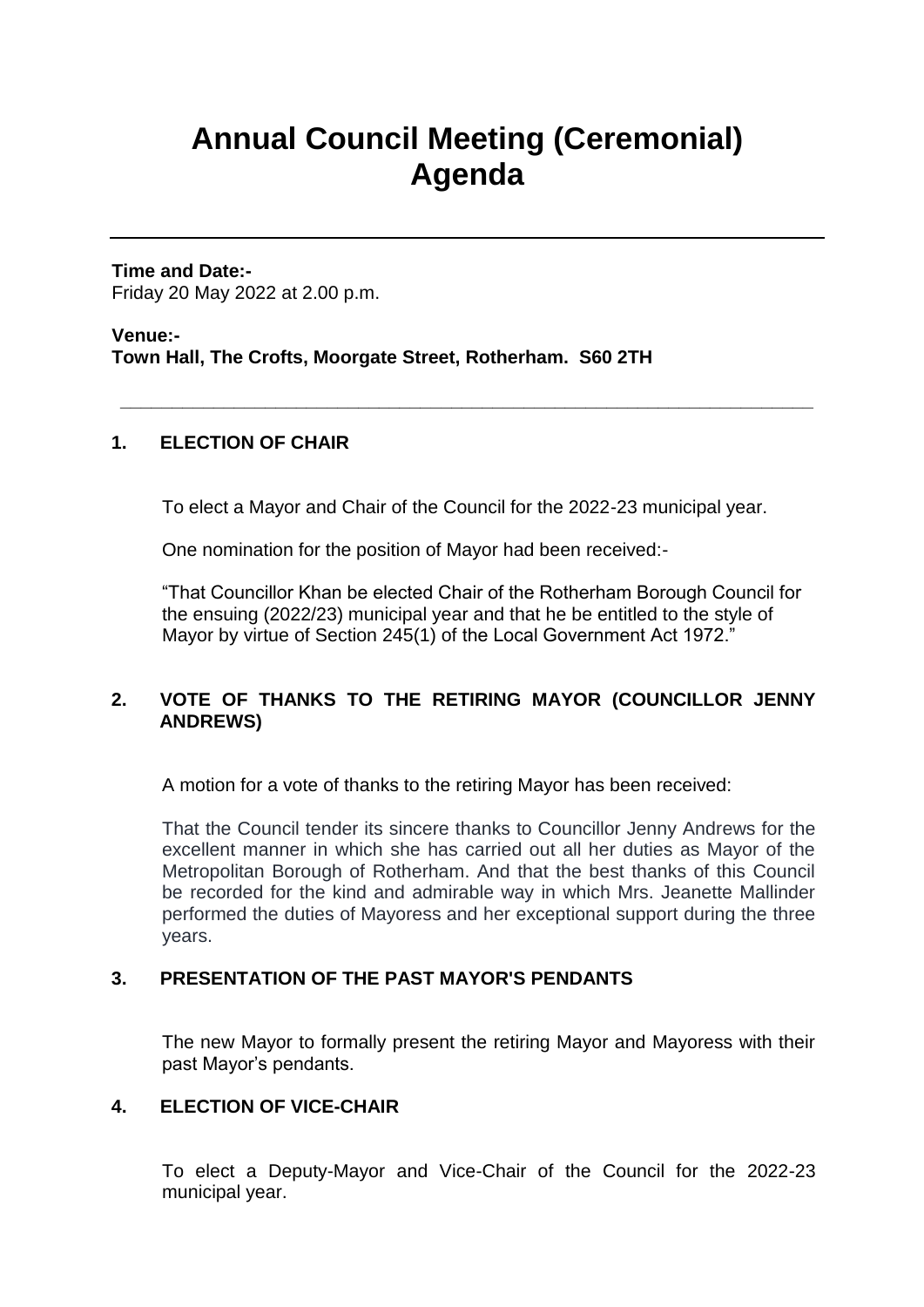# Annual Council Meeting (Ceremonial) Agenda

**Time and Date:-**
Friday 20 May 2022 at 2.00 p.m.

**Venue:-**
**Town Hall, The Crofts, Moorgate Street, Rotherham. S60 2TH**

---

**1. ELECTION OF CHAIR**

To elect a Mayor and Chair of the Council for the 2022-23 municipal year.

One nomination for the position of Mayor had been received:-

"That Councillor Khan be elected Chair of the Rotherham Borough Council for the ensuing (2022/23) municipal year and that he be entitled to the style of Mayor by virtue of Section 245(1) of the Local Government Act 1972."

**2. VOTE OF THANKS TO THE RETIRING MAYOR (COUNCILLOR JENNY ANDREWS)**

A motion for a vote of thanks to the retiring Mayor has been received:

That the Council tender its sincere thanks to Councillor Jenny Andrews for the excellent manner in which she has carried out all her duties as Mayor of the Metropolitan Borough of Rotherham. And that the best thanks of this Council be recorded for the kind and admirable way in which Mrs. Jeanette Mallinder performed the duties of Mayoress and her exceptional support during the three years.

**3. PRESENTATION OF THE PAST MAYOR'S PENDANTS**

The new Mayor to formally present the retiring Mayor and Mayoress with their past Mayor's pendants.

**4. ELECTION OF VICE-CHAIR**

To elect a Deputy-Mayor and Vice-Chair of the Council for the 2022-23 municipal year.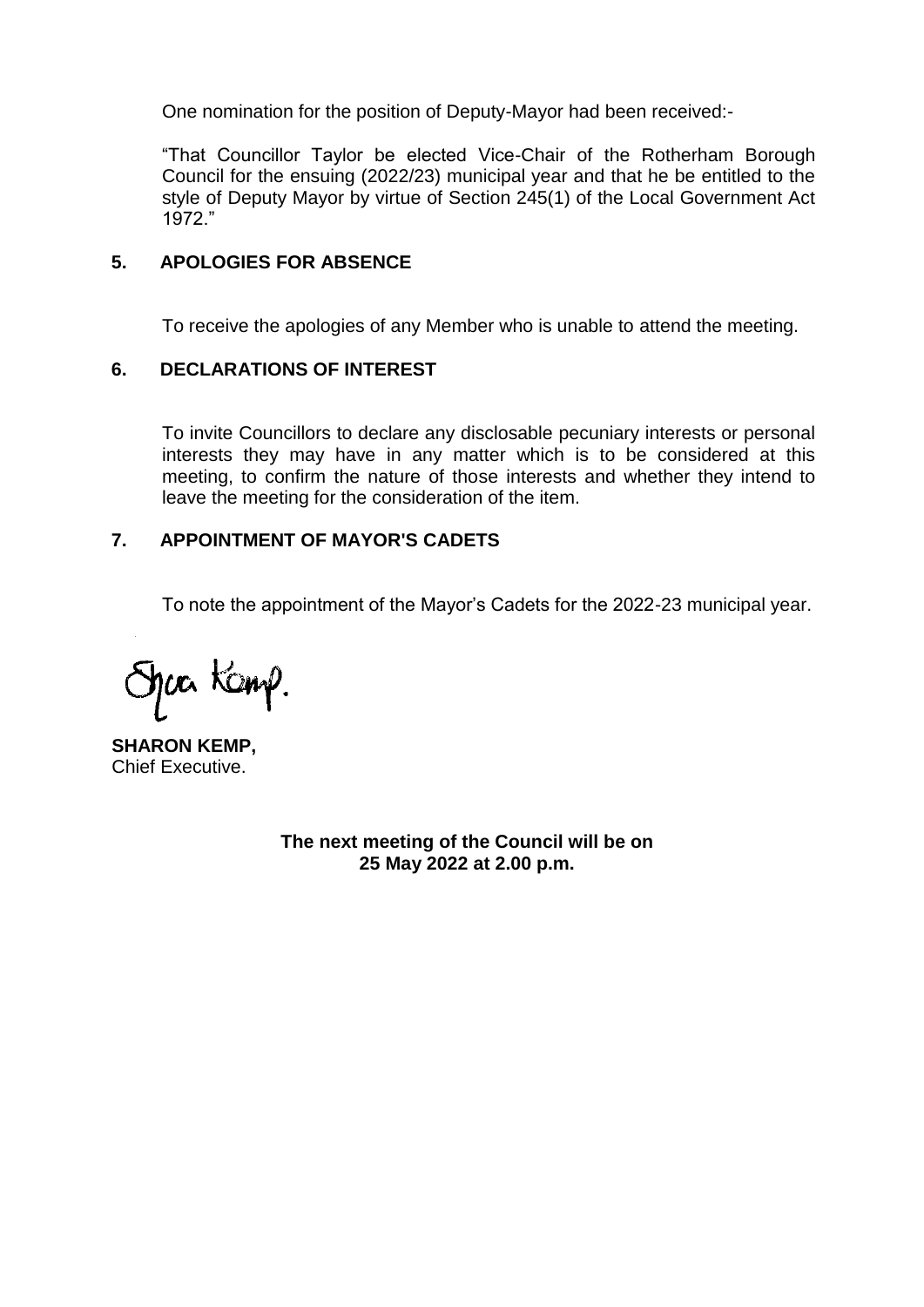One nomination for the position of Deputy-Mayor had been received:-

"That Councillor Taylor be elected Vice-Chair of the Rotherham Borough Council for the ensuing (2022/23) municipal year and that he be entitled to the style of Deputy Mayor by virtue of Section 245(1) of the Local Government Act 1972."

## 5. APOLOGIES FOR ABSENCE

To receive the apologies of any Member who is unable to attend the meeting.

## 6. DECLARATIONS OF INTEREST

To invite Councillors to declare any disclosable pecuniary interests or personal interests they may have in any matter which is to be considered at this meeting, to confirm the nature of those interests and whether they intend to leave the meeting for the consideration of the item.

## 7. APPOINTMENT OF MAYOR'S CADETS

To note the appointment of the Mayor's Cadets for the 2022-23 municipal year.

Sharon Kemp.

**SHARON KEMP,**
Chief Executive.

**The next meeting of the Council will be on 25 May 2022 at 2.00 p.m.**